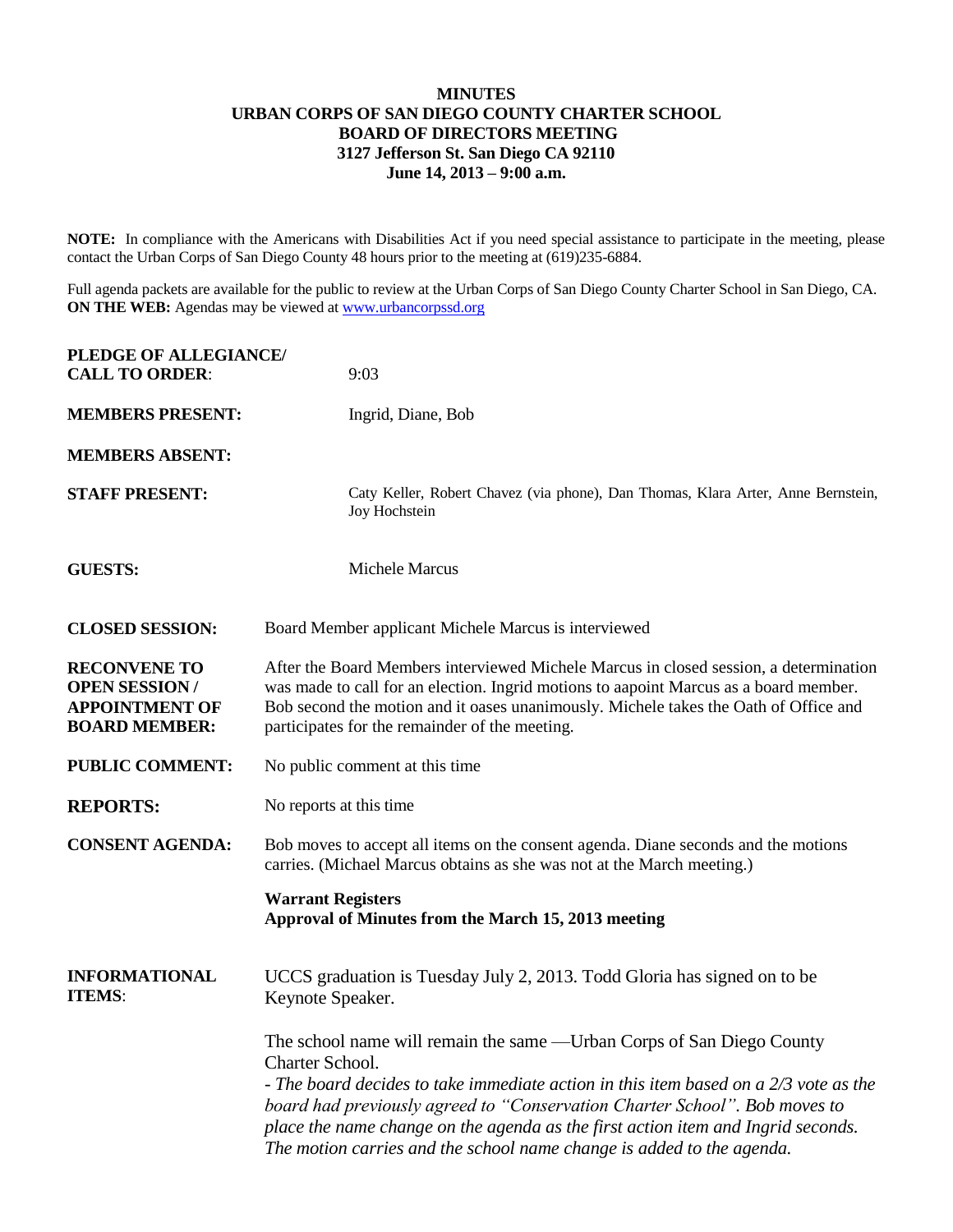# MINUTES
## URBAN CORPS OF SAN DIEGO COUNTY CHARTER SCHOOL
## BOARD OF DIRECTORS MEETING
## 3127 Jefferson St. San Diego CA 92110
## June 14, 2013 – 9:00 a.m.

**NOTE:** In compliance with the Americans with Disabilities Act if you need special assistance to participate in the meeting, please contact the Urban Corps of San Diego County 48 hours prior to the meeting at (619)235-6884.

Full agenda packets are available for the public to review at the Urban Corps of San Diego County Charter School in San Diego, CA.
**ON THE WEB:** Agendas may be viewed at www.urbancorpssd.org

**PLEDGE OF ALLEGIANCE/ CALL TO ORDER**: 9:03

**MEMBERS PRESENT:** Ingrid, Diane, Bob

**MEMBERS ABSENT:**

**STAFF PRESENT:** Caty Keller, Robert Chavez (via phone), Dan Thomas, Klara Arter, Anne Bernstein, Joy Hochstein

**GUESTS:** Michele Marcus

**CLOSED SESSION:** Board Member applicant Michele Marcus is interviewed

**RECONVENE TO OPEN SESSION / APPOINTMENT OF BOARD MEMBER:** After the Board Members interviewed Michele Marcus in closed session, a determination was made to call for an election. Ingrid motions to aapoint Marcus as a board member. Bob second the motion and it oases unanimously. Michele takes the Oath of Office and participates for the remainder of the meeting.

**PUBLIC COMMENT:** No public comment at this time

**REPORTS:** No reports at this time

**CONSENT AGENDA:** Bob moves to accept all items on the consent agenda. Diane seconds and the motions carries. (Michael Marcus obtains as she was not at the March meeting.)

**Warrant Registers**
**Approval of Minutes from the March 15, 2013 meeting**

**INFORMATIONAL ITEMS**: UCCS graduation is Tuesday July 2, 2013. Todd Gloria has signed on to be Keynote Speaker.

The school name will remain the same —Urban Corps of San Diego County Charter School.
*- The board decides to take immediate action in this item based on a 2/3 vote as the board had previously agreed to "Conservation Charter School". Bob moves to place the name change on the agenda as the first action item and Ingrid seconds. The motion carries and the school name change is added to the agenda.*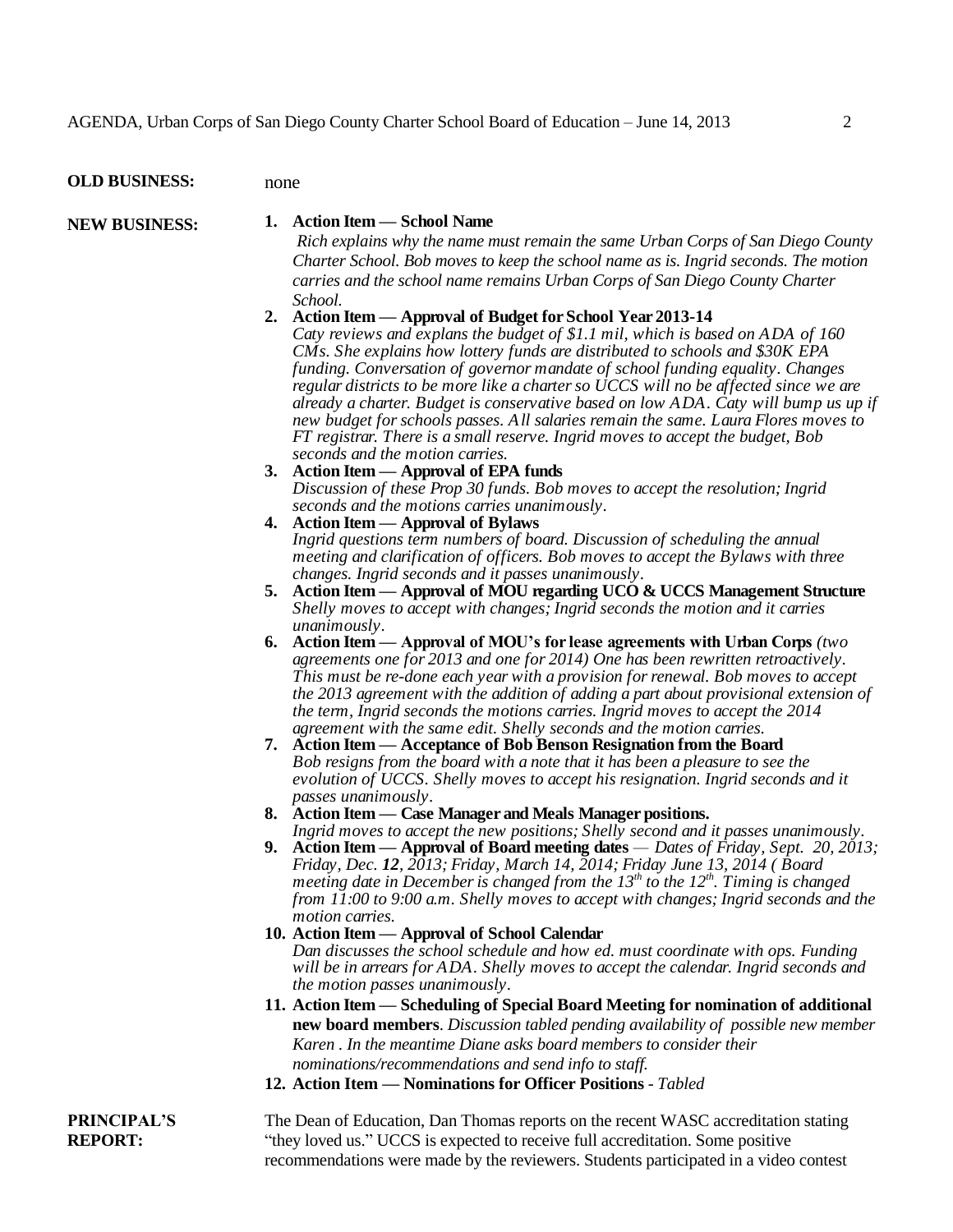**OLD BUSINESS:** none

**NEW BUSINESS:**

1. **Action Item — School Name**
   *Rich explains why the name must remain the same Urban Corps of San Diego County Charter School. Bob moves to keep the school name as is. Ingrid seconds. The motion carries and the school name remains Urban Corps of San Diego County Charter School.*
2. **Action Item — Approval of Budget for School Year 2013-14**
   *Caty reviews and explans the budget of $1.1 mil, which is based on ADA of 160 CMs. She explains how lottery funds are distributed to schools and $30K EPA funding. Conversation of governor mandate of school funding equality. Changes regular districts to be more like a charter so UCCS will no be affected since we are already a charter. Budget is conservative based on low ADA. Caty will bump us up if new budget for schools passes. All salaries remain the same. Laura Flores moves to FT registrar. There is a small reserve. Ingrid moves to accept the budget, Bob seconds and the motion carries.*
3. **Action Item — Approval of EPA funds**
   *Discussion of these Prop 30 funds. Bob moves to accept the resolution; Ingrid seconds and the motions carries unanimously.*
4. **Action Item — Approval of Bylaws**
   *Ingrid questions term numbers of board. Discussion of scheduling the annual meeting and clarification of officers. Bob moves to accept the Bylaws with three changes. Ingrid seconds and it passes unanimously.*
5. **Action Item — Approval of MOU regarding UCO & UCCS Management Structure**
   *Shelly moves to accept with changes; Ingrid seconds the motion and it carries unanimously.*
6. **Action Item — Approval of MOU's for lease agreements with Urban Corps** *(two agreements one for 2013 and one for 2014) One has been rewritten retroactively. This must be re-done each year with a provision for renewal. Bob moves to accept the 2013 agreement with the addition of adding a part about provisional extension of the term, Ingrid seconds the motions carries. Ingrid moves to accept the 2014 agreement with the same edit. Shelly seconds and the motion carries.*
7. **Action Item — Acceptance of Bob Benson Resignation from the Board**
   *Bob resigns from the board with a note that it has been a pleasure to see the evolution of UCCS. Shelly moves to accept his resignation. Ingrid seconds and it passes unanimously.*
8. **Action Item — Case Manager and Meals Manager positions.**
   *Ingrid moves to accept the new positions; Shelly second and it passes unanimously.*
9. **Action Item — Approval of Board meeting dates** — *Dates of Friday, Sept. 20, 2013; Friday, Dec. **12**, 2013; Friday, March 14, 2014; Friday June 13, 2014 ( Board meeting date in December is changed from the 13th to the 12th. Timing is changed from 11:00 to 9:00 a.m. Shelly moves to accept with changes; Ingrid seconds and the motion carries.*
10. **Action Item — Approval of School Calendar**
    *Dan discusses the school schedule and how ed. must coordinate with ops. Funding will be in arrears for ADA. Shelly moves to accept the calendar. Ingrid seconds and the motion passes unanimously.*
11. **Action Item — Scheduling of Special Board Meeting for nomination of additional new board members**. *Discussion tabled pending availability of possible new member Karen . In the meantime Diane asks board members to consider their nominations/recommendations and send info to staff.*
12. **Action Item — Nominations for Officer Positions** - *Tabled*

**PRINCIPAL'S REPORT:** The Dean of Education, Dan Thomas reports on the recent WASC accreditation stating "they loved us." UCCS is expected to receive full accreditation. Some positive recommendations were made by the reviewers. Students participated in a video contest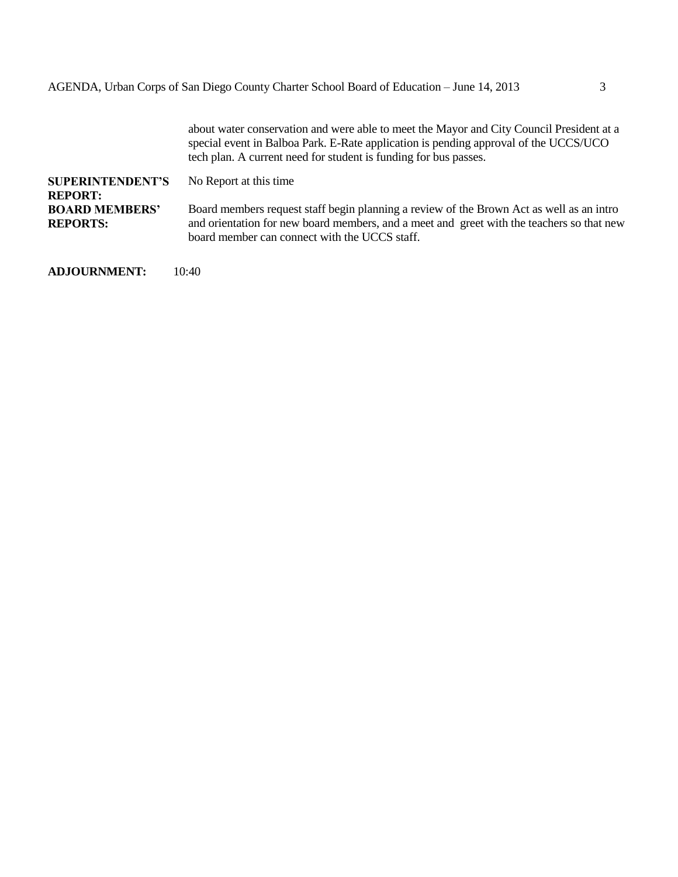about water conservation and were able to meet the Mayor and City Council President at a special event in Balboa Park. E-Rate application is pending approval of the UCCS/UCO tech plan. A current need for student is funding for bus passes.

**SUPERINTENDENT'S REPORT:** No Report at this time

**BOARD MEMBERS' REPORTS:** Board members request staff begin planning a review of the Brown Act as well as an intro and orientation for new board members, and a meet and greet with the teachers so that new board member can connect with the UCCS staff.

**ADJOURNMENT:** 10:40